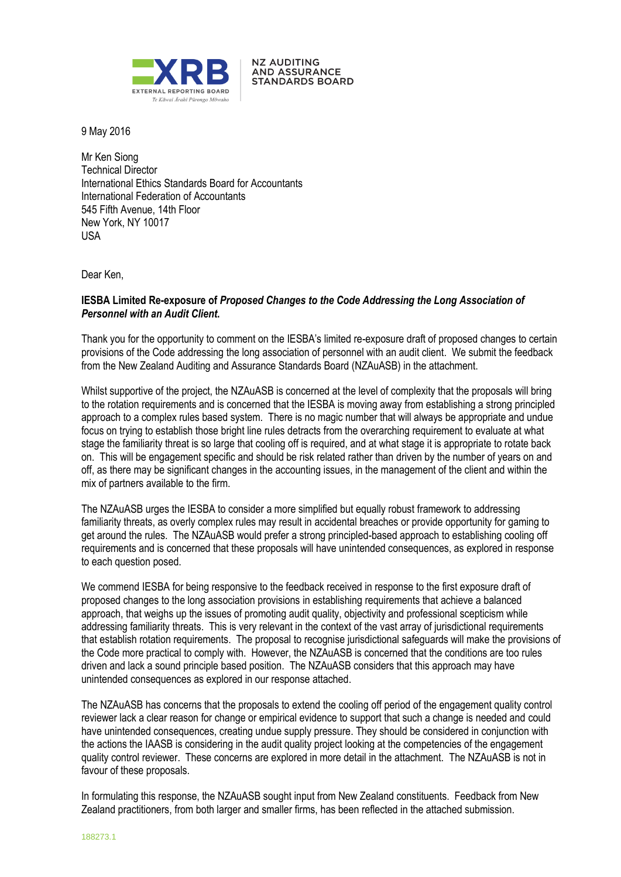XRB EXTERNAL REPORTING BOARD
Te Kāwai Ārahi Pūrongo Mōwaho

NZ AUDITING AND ASSURANCE STANDARDS BOARD

9 May 2016

Mr Ken Siong
Technical Director
International Ethics Standards Board for Accountants
International Federation of Accountants
545 Fifth Avenue, 14th Floor
New York, NY 10017
USA

Dear Ken,

**IESBA Limited Re-exposure of *Proposed Changes to the Code Addressing the Long Association of Personnel with an Audit Client.***

Thank you for the opportunity to comment on the IESBA's limited re-exposure draft of proposed changes to certain provisions of the Code addressing the long association of personnel with an audit client. We submit the feedback from the New Zealand Auditing and Assurance Standards Board (NZAuASB) in the attachment.

Whilst supportive of the project, the NZAuASB is concerned at the level of complexity that the proposals will bring to the rotation requirements and is concerned that the IESBA is moving away from establishing a strong principled approach to a complex rules based system. There is no magic number that will always be appropriate and undue focus on trying to establish those bright line rules detracts from the overarching requirement to evaluate at what stage the familiarity threat is so large that cooling off is required, and at what stage it is appropriate to rotate back on. This will be engagement specific and should be risk related rather than driven by the number of years on and off, as there may be significant changes in the accounting issues, in the management of the client and within the mix of partners available to the firm.

The NZAuASB urges the IESBA to consider a more simplified but equally robust framework to addressing familiarity threats, as overly complex rules may result in accidental breaches or provide opportunity for gaming to get around the rules. The NZAuASB would prefer a strong principled-based approach to establishing cooling off requirements and is concerned that these proposals will have unintended consequences, as explored in response to each question posed.

We commend IESBA for being responsive to the feedback received in response to the first exposure draft of proposed changes to the long association provisions in establishing requirements that achieve a balanced approach, that weighs up the issues of promoting audit quality, objectivity and professional scepticism while addressing familiarity threats. This is very relevant in the context of the vast array of jurisdictional requirements that establish rotation requirements. The proposal to recognise jurisdictional safeguards will make the provisions of the Code more practical to comply with. However, the NZAuASB is concerned that the conditions are too rules driven and lack a sound principle based position. The NZAuASB considers that this approach may have unintended consequences as explored in our response attached.

The NZAuASB has concerns that the proposals to extend the cooling off period of the engagement quality control reviewer lack a clear reason for change or empirical evidence to support that such a change is needed and could have unintended consequences, creating undue supply pressure. They should be considered in conjunction with the actions the IAASB is considering in the audit quality project looking at the competencies of the engagement quality control reviewer. These concerns are explored in more detail in the attachment. The NZAuASB is not in favour of these proposals.

In formulating this response, the NZAuASB sought input from New Zealand constituents. Feedback from New Zealand practitioners, from both larger and smaller firms, has been reflected in the attached submission.

188273.1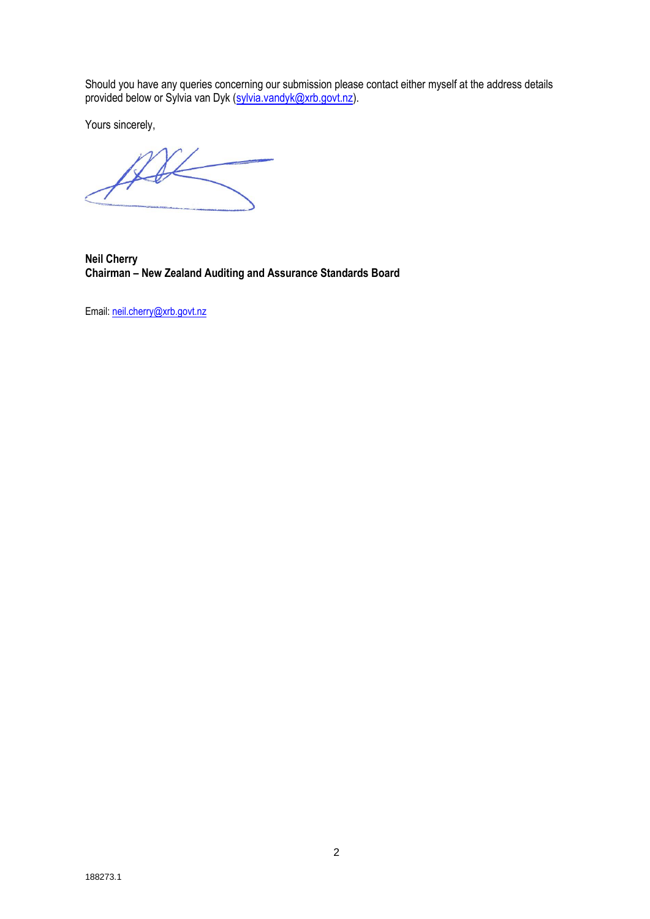Should you have any queries concerning our submission please contact either myself at the address details provided below or Sylvia van Dyk (sylvia.vandyk@xrb.govt.nz).

Yours sincerely,

**Neil Cherry**
**Chairman – New Zealand Auditing and Assurance Standards Board**

Email: neil.cherry@xrb.govt.nz

188273.1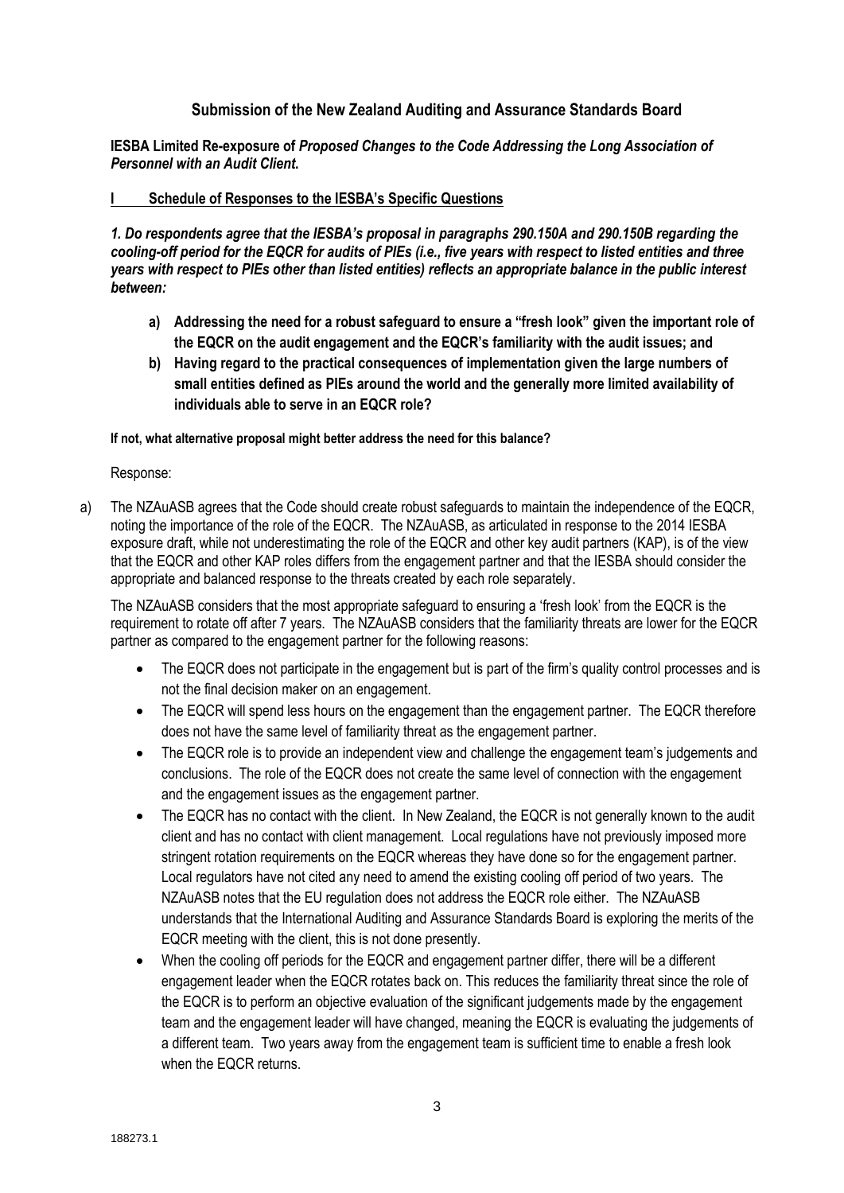## Submission of the New Zealand Auditing and Assurance Standards Board

**IESBA Limited Re-exposure of *Proposed Changes to the Code Addressing the Long Association of Personnel with an Audit Client.***

### I Schedule of Responses to the IESBA's Specific Questions

***1. Do respondents agree that the IESBA's proposal in paragraphs 290.150A and 290.150B regarding the cooling-off period for the EQCR for audits of PIEs (i.e., five years with respect to listed entities and three years with respect to PIEs other than listed entities) reflects an appropriate balance in the public interest between:***

- **a) Addressing the need for a robust safeguard to ensure a "fresh look" given the important role of the EQCR on the audit engagement and the EQCR's familiarity with the audit issues; and**
- **b) Having regard to the practical consequences of implementation given the large numbers of small entities defined as PIEs around the world and the generally more limited availability of individuals able to serve in an EQCR role?**

**If not, what alternative proposal might better address the need for this balance?**

Response:

a) The NZAuASB agrees that the Code should create robust safeguards to maintain the independence of the EQCR, noting the importance of the role of the EQCR. The NZAuASB, as articulated in response to the 2014 IESBA exposure draft, while not underestimating the role of the EQCR and other key audit partners (KAP), is of the view that the EQCR and other KAP roles differs from the engagement partner and that the IESBA should consider the appropriate and balanced response to the threats created by each role separately.

The NZAuASB considers that the most appropriate safeguard to ensuring a 'fresh look' from the EQCR is the requirement to rotate off after 7 years. The NZAuASB considers that the familiarity threats are lower for the EQCR partner as compared to the engagement partner for the following reasons:

- The EQCR does not participate in the engagement but is part of the firm's quality control processes and is not the final decision maker on an engagement.
- The EQCR will spend less hours on the engagement than the engagement partner. The EQCR therefore does not have the same level of familiarity threat as the engagement partner.
- The EQCR role is to provide an independent view and challenge the engagement team's judgements and conclusions. The role of the EQCR does not create the same level of connection with the engagement and the engagement issues as the engagement partner.
- The EQCR has no contact with the client. In New Zealand, the EQCR is not generally known to the audit client and has no contact with client management. Local regulations have not previously imposed more stringent rotation requirements on the EQCR whereas they have done so for the engagement partner. Local regulators have not cited any need to amend the existing cooling off period of two years. The NZAuASB notes that the EU regulation does not address the EQCR role either. The NZAuASB understands that the International Auditing and Assurance Standards Board is exploring the merits of the EQCR meeting with the client, this is not done presently.
- When the cooling off periods for the EQCR and engagement partner differ, there will be a different engagement leader when the EQCR rotates back on. This reduces the familiarity threat since the role of the EQCR is to perform an objective evaluation of the significant judgements made by the engagement team and the engagement leader will have changed, meaning the EQCR is evaluating the judgements of a different team. Two years away from the engagement team is sufficient time to enable a fresh look when the EQCR returns.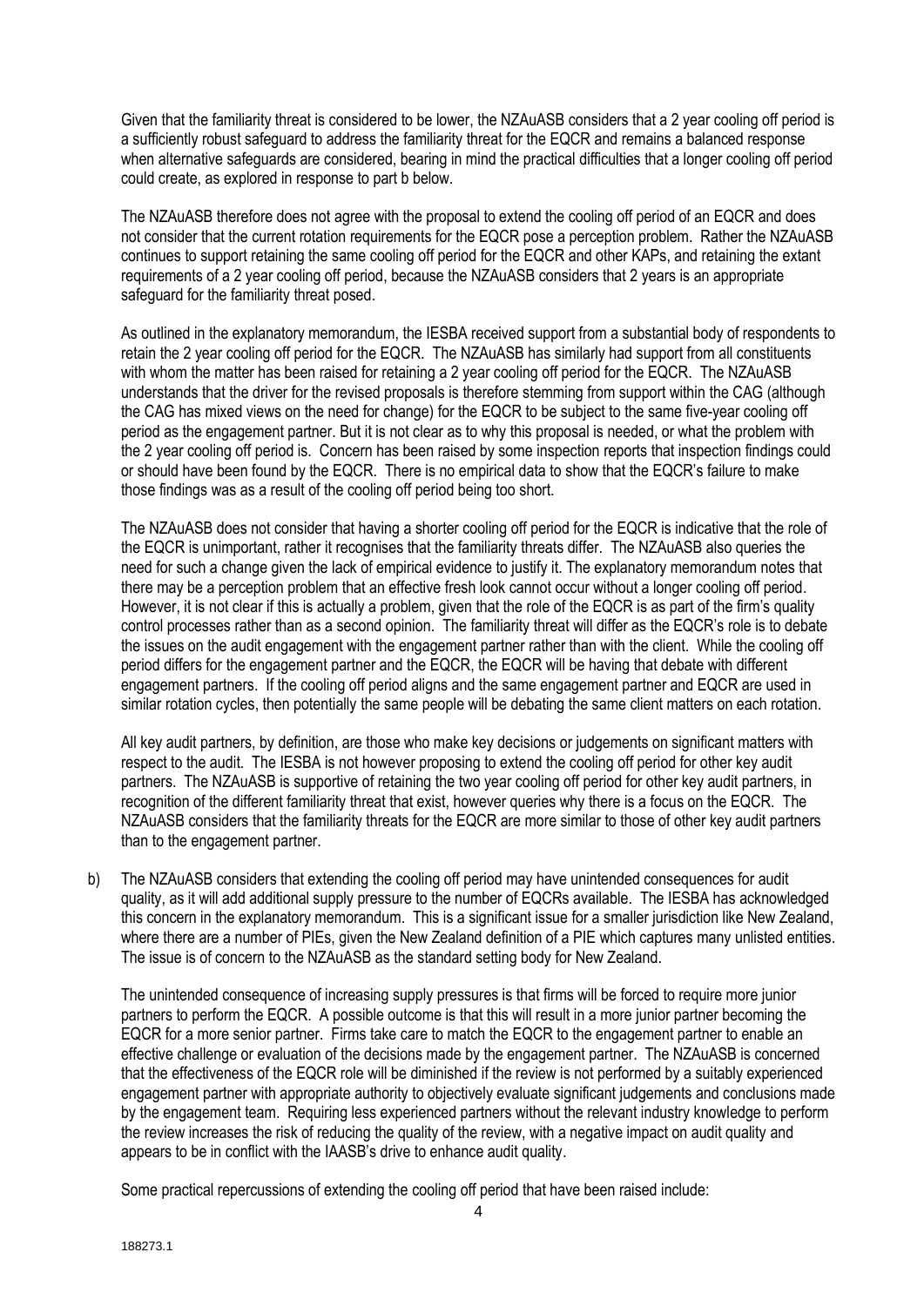Given that the familiarity threat is considered to be lower, the NZAuASB considers that a 2 year cooling off period is a sufficiently robust safeguard to address the familiarity threat for the EQCR and remains a balanced response when alternative safeguards are considered, bearing in mind the practical difficulties that a longer cooling off period could create, as explored in response to part b below.

The NZAuASB therefore does not agree with the proposal to extend the cooling off period of an EQCR and does not consider that the current rotation requirements for the EQCR pose a perception problem. Rather the NZAuASB continues to support retaining the same cooling off period for the EQCR and other KAPs, and retaining the extant requirements of a 2 year cooling off period, because the NZAuASB considers that 2 years is an appropriate safeguard for the familiarity threat posed.

As outlined in the explanatory memorandum, the IESBA received support from a substantial body of respondents to retain the 2 year cooling off period for the EQCR. The NZAuASB has similarly had support from all constituents with whom the matter has been raised for retaining a 2 year cooling off period for the EQCR. The NZAuASB understands that the driver for the revised proposals is therefore stemming from support within the CAG (although the CAG has mixed views on the need for change) for the EQCR to be subject to the same five-year cooling off period as the engagement partner. But it is not clear as to why this proposal is needed, or what the problem with the 2 year cooling off period is. Concern has been raised by some inspection reports that inspection findings could or should have been found by the EQCR. There is no empirical data to show that the EQCR's failure to make those findings was as a result of the cooling off period being too short.

The NZAuASB does not consider that having a shorter cooling off period for the EQCR is indicative that the role of the EQCR is unimportant, rather it recognises that the familiarity threats differ. The NZAuASB also queries the need for such a change given the lack of empirical evidence to justify it. The explanatory memorandum notes that there may be a perception problem that an effective fresh look cannot occur without a longer cooling off period. However, it is not clear if this is actually a problem, given that the role of the EQCR is as part of the firm's quality control processes rather than as a second opinion. The familiarity threat will differ as the EQCR's role is to debate the issues on the audit engagement with the engagement partner rather than with the client. While the cooling off period differs for the engagement partner and the EQCR, the EQCR will be having that debate with different engagement partners. If the cooling off period aligns and the same engagement partner and EQCR are used in similar rotation cycles, then potentially the same people will be debating the same client matters on each rotation.

All key audit partners, by definition, are those who make key decisions or judgements on significant matters with respect to the audit. The IESBA is not however proposing to extend the cooling off period for other key audit partners. The NZAuASB is supportive of retaining the two year cooling off period for other key audit partners, in recognition of the different familiarity threat that exist, however queries why there is a focus on the EQCR. The NZAuASB considers that the familiarity threats for the EQCR are more similar to those of other key audit partners than to the engagement partner.

b) The NZAuASB considers that extending the cooling off period may have unintended consequences for audit quality, as it will add additional supply pressure to the number of EQCRs available. The IESBA has acknowledged this concern in the explanatory memorandum. This is a significant issue for a smaller jurisdiction like New Zealand, where there are a number of PIEs, given the New Zealand definition of a PIE which captures many unlisted entities. The issue is of concern to the NZAuASB as the standard setting body for New Zealand.

   The unintended consequence of increasing supply pressures is that firms will be forced to require more junior partners to perform the EQCR. A possible outcome is that this will result in a more junior partner becoming the EQCR for a more senior partner. Firms take care to match the EQCR to the engagement partner to enable an effective challenge or evaluation of the decisions made by the engagement partner. The NZAuASB is concerned that the effectiveness of the EQCR role will be diminished if the review is not performed by a suitably experienced engagement partner with appropriate authority to objectively evaluate significant judgements and conclusions made by the engagement team. Requiring less experienced partners without the relevant industry knowledge to perform the review increases the risk of reducing the quality of the review, with a negative impact on audit quality and appears to be in conflict with the IAASB's drive to enhance audit quality.

   Some practical repercussions of extending the cooling off period that have been raised include: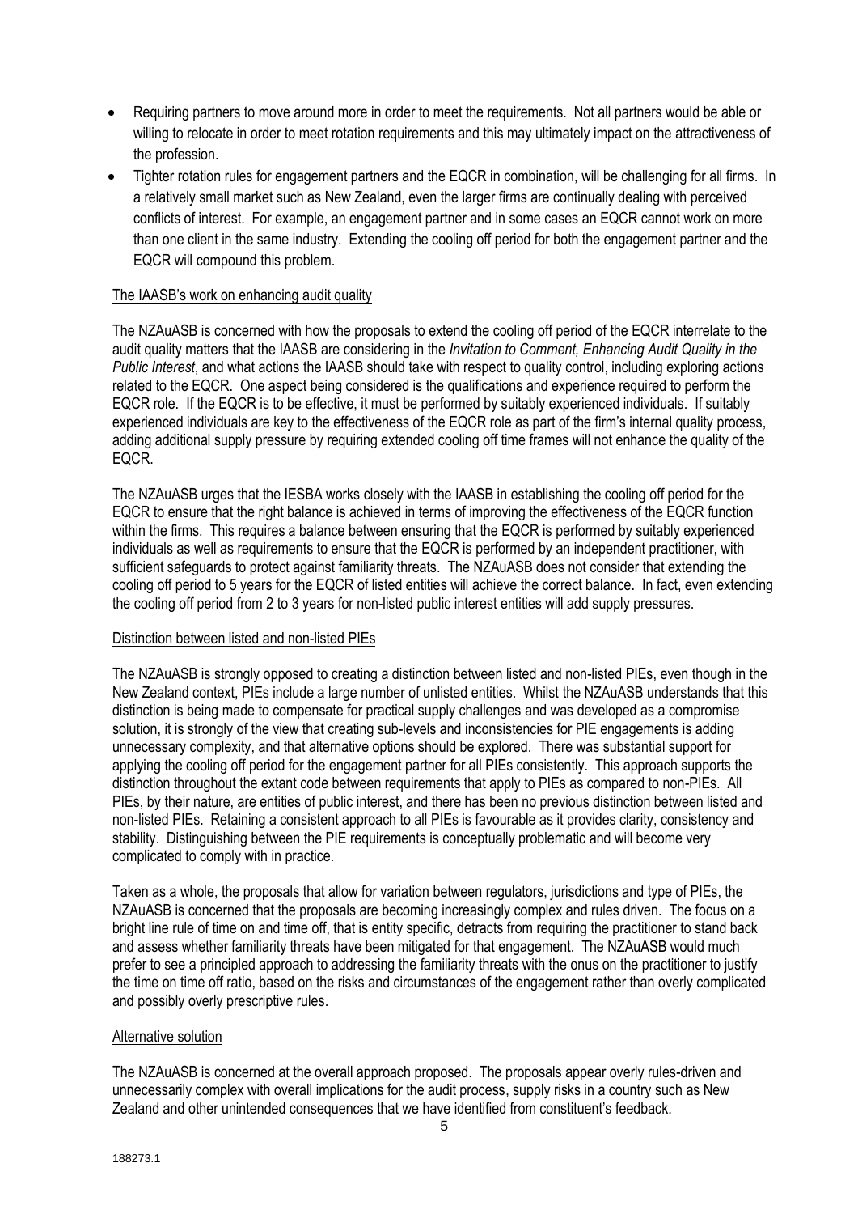- Requiring partners to move around more in order to meet the requirements. Not all partners would be able or willing to relocate in order to meet rotation requirements and this may ultimately impact on the attractiveness of the profession.
- Tighter rotation rules for engagement partners and the EQCR in combination, will be challenging for all firms. In a relatively small market such as New Zealand, even the larger firms are continually dealing with perceived conflicts of interest. For example, an engagement partner and in some cases an EQCR cannot work on more than one client in the same industry. Extending the cooling off period for both the engagement partner and the EQCR will compound this problem.

The IAASB's work on enhancing audit quality

The NZAuASB is concerned with how the proposals to extend the cooling off period of the EQCR interrelate to the audit quality matters that the IAASB are considering in the *Invitation to Comment, Enhancing Audit Quality in the Public Interest*, and what actions the IAASB should take with respect to quality control, including exploring actions related to the EQCR. One aspect being considered is the qualifications and experience required to perform the EQCR role. If the EQCR is to be effective, it must be performed by suitably experienced individuals. If suitably experienced individuals are key to the effectiveness of the EQCR role as part of the firm's internal quality process, adding additional supply pressure by requiring extended cooling off time frames will not enhance the quality of the EQCR.

The NZAuASB urges that the IESBA works closely with the IAASB in establishing the cooling off period for the EQCR to ensure that the right balance is achieved in terms of improving the effectiveness of the EQCR function within the firms. This requires a balance between ensuring that the EQCR is performed by suitably experienced individuals as well as requirements to ensure that the EQCR is performed by an independent practitioner, with sufficient safeguards to protect against familiarity threats. The NZAuASB does not consider that extending the cooling off period to 5 years for the EQCR of listed entities will achieve the correct balance. In fact, even extending the cooling off period from 2 to 3 years for non-listed public interest entities will add supply pressures.

Distinction between listed and non-listed PIEs

The NZAuASB is strongly opposed to creating a distinction between listed and non-listed PIEs, even though in the New Zealand context, PIEs include a large number of unlisted entities. Whilst the NZAuASB understands that this distinction is being made to compensate for practical supply challenges and was developed as a compromise solution, it is strongly of the view that creating sub-levels and inconsistencies for PIE engagements is adding unnecessary complexity, and that alternative options should be explored. There was substantial support for applying the cooling off period for the engagement partner for all PIEs consistently. This approach supports the distinction throughout the extant code between requirements that apply to PIEs as compared to non-PIEs. All PIEs, by their nature, are entities of public interest, and there has been no previous distinction between listed and non-listed PIEs. Retaining a consistent approach to all PIEs is favourable as it provides clarity, consistency and stability. Distinguishing between the PIE requirements is conceptually problematic and will become very complicated to comply with in practice.

Taken as a whole, the proposals that allow for variation between regulators, jurisdictions and type of PIEs, the NZAuASB is concerned that the proposals are becoming increasingly complex and rules driven. The focus on a bright line rule of time on and time off, that is entity specific, detracts from requiring the practitioner to stand back and assess whether familiarity threats have been mitigated for that engagement. The NZAuASB would much prefer to see a principled approach to addressing the familiarity threats with the onus on the practitioner to justify the time on time off ratio, based on the risks and circumstances of the engagement rather than overly complicated and possibly overly prescriptive rules.

Alternative solution

The NZAuASB is concerned at the overall approach proposed. The proposals appear overly rules-driven and unnecessarily complex with overall implications for the audit process, supply risks in a country such as New Zealand and other unintended consequences that we have identified from constituent's feedback.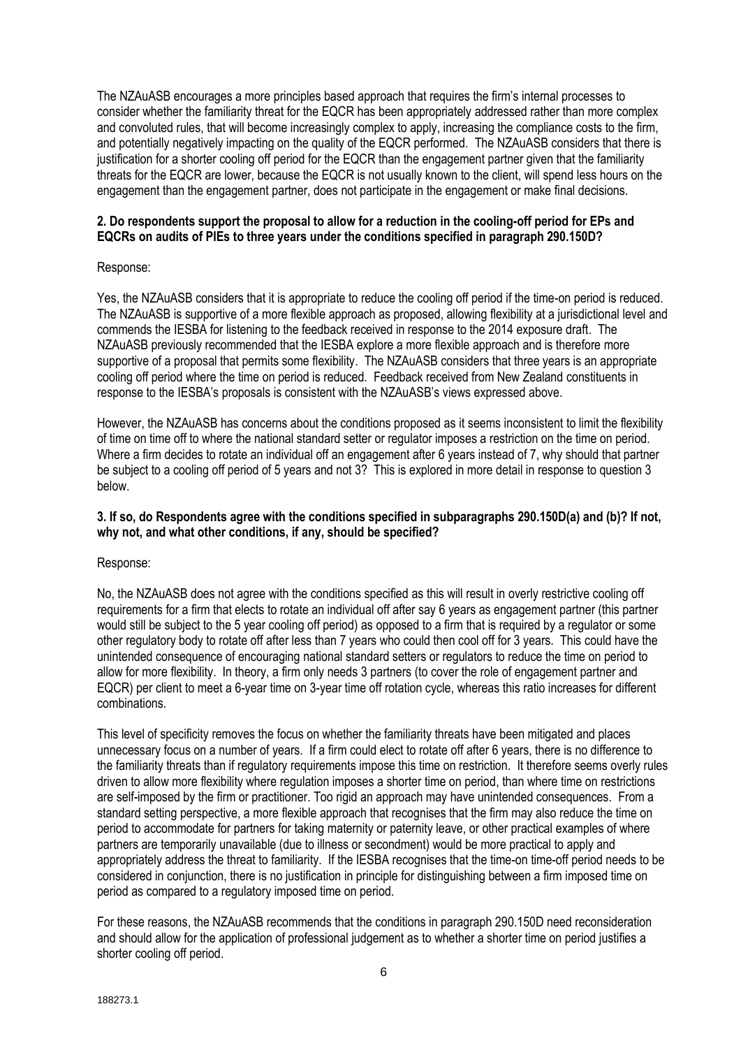The NZAuASB encourages a more principles based approach that requires the firm's internal processes to consider whether the familiarity threat for the EQCR has been appropriately addressed rather than more complex and convoluted rules, that will become increasingly complex to apply, increasing the compliance costs to the firm, and potentially negatively impacting on the quality of the EQCR performed. The NZAuASB considers that there is justification for a shorter cooling off period for the EQCR than the engagement partner given that the familiarity threats for the EQCR are lower, because the EQCR is not usually known to the client, will spend less hours on the engagement than the engagement partner, does not participate in the engagement or make final decisions.

**2. Do respondents support the proposal to allow for a reduction in the cooling-off period for EPs and EQCRs on audits of PIEs to three years under the conditions specified in paragraph 290.150D?**

Response:

Yes, the NZAuASB considers that it is appropriate to reduce the cooling off period if the time-on period is reduced. The NZAuASB is supportive of a more flexible approach as proposed, allowing flexibility at a jurisdictional level and commends the IESBA for listening to the feedback received in response to the 2014 exposure draft. The NZAuASB previously recommended that the IESBA explore a more flexible approach and is therefore more supportive of a proposal that permits some flexibility. The NZAuASB considers that three years is an appropriate cooling off period where the time on period is reduced. Feedback received from New Zealand constituents in response to the IESBA's proposals is consistent with the NZAuASB's views expressed above.

However, the NZAuASB has concerns about the conditions proposed as it seems inconsistent to limit the flexibility of time on time off to where the national standard setter or regulator imposes a restriction on the time on period. Where a firm decides to rotate an individual off an engagement after 6 years instead of 7, why should that partner be subject to a cooling off period of 5 years and not 3? This is explored in more detail in response to question 3 below.

**3. If so, do Respondents agree with the conditions specified in subparagraphs 290.150D(a) and (b)? If not, why not, and what other conditions, if any, should be specified?**

Response:

No, the NZAuASB does not agree with the conditions specified as this will result in overly restrictive cooling off requirements for a firm that elects to rotate an individual off after say 6 years as engagement partner (this partner would still be subject to the 5 year cooling off period) as opposed to a firm that is required by a regulator or some other regulatory body to rotate off after less than 7 years who could then cool off for 3 years. This could have the unintended consequence of encouraging national standard setters or regulators to reduce the time on period to allow for more flexibility. In theory, a firm only needs 3 partners (to cover the role of engagement partner and EQCR) per client to meet a 6-year time on 3-year time off rotation cycle, whereas this ratio increases for different combinations.

This level of specificity removes the focus on whether the familiarity threats have been mitigated and places unnecessary focus on a number of years. If a firm could elect to rotate off after 6 years, there is no difference to the familiarity threats than if regulatory requirements impose this time on restriction. It therefore seems overly rules driven to allow more flexibility where regulation imposes a shorter time on period, than where time on restrictions are self-imposed by the firm or practitioner. Too rigid an approach may have unintended consequences. From a standard setting perspective, a more flexible approach that recognises that the firm may also reduce the time on period to accommodate for partners for taking maternity or paternity leave, or other practical examples of where partners are temporarily unavailable (due to illness or secondment) would be more practical to apply and appropriately address the threat to familiarity. If the IESBA recognises that the time-on time-off period needs to be considered in conjunction, there is no justification in principle for distinguishing between a firm imposed time on period as compared to a regulatory imposed time on period.

For these reasons, the NZAuASB recommends that the conditions in paragraph 290.150D need reconsideration and should allow for the application of professional judgement as to whether a shorter time on period justifies a shorter cooling off period.

188273.1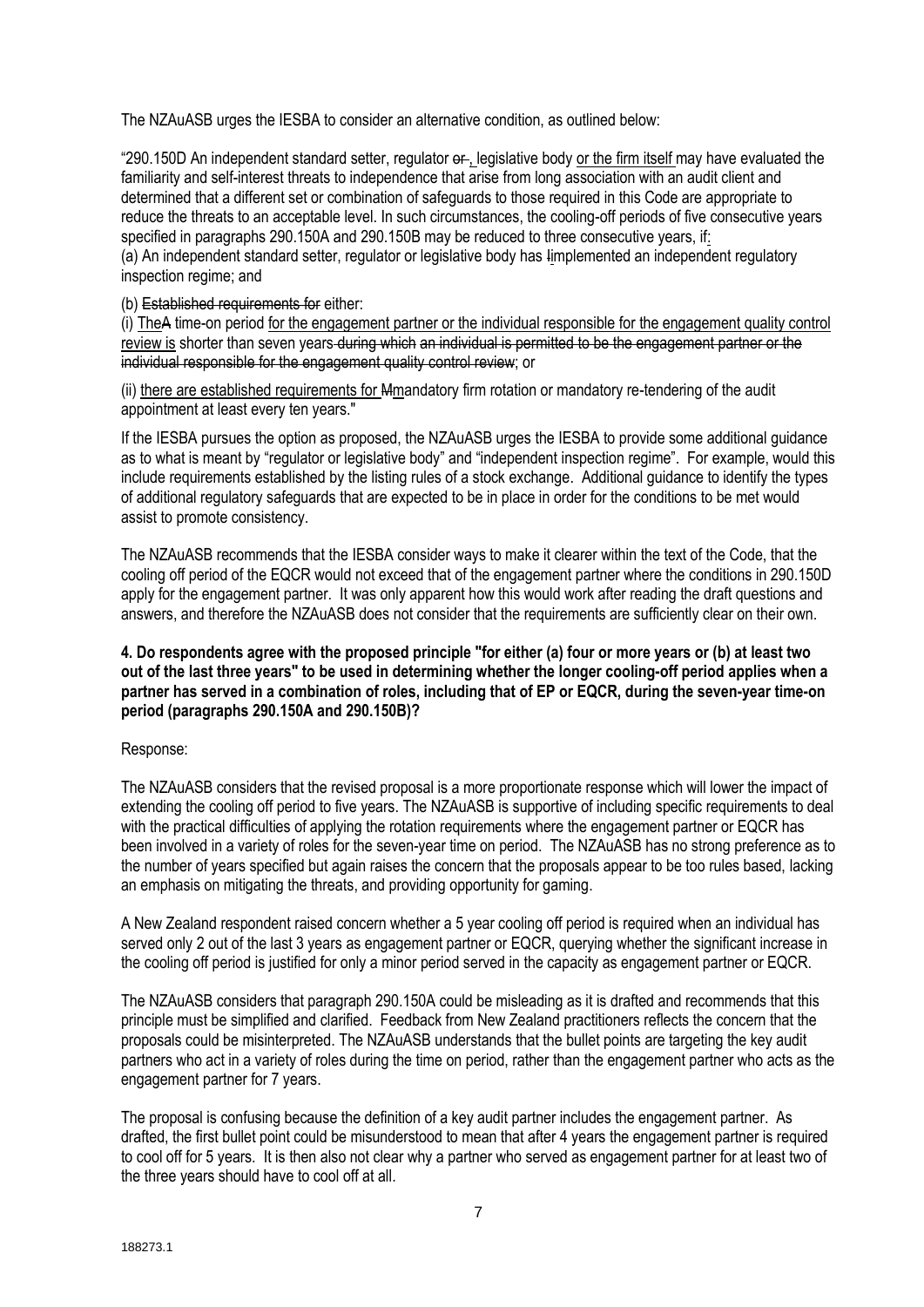The NZAuASB urges the IESBA to consider an alternative condition, as outlined below:

"290.150D An independent standard setter, regulator ~~or~~ <u>,</u> legislative body <u>or the firm itself</u> may have evaluated the familiarity and self-interest threats to independence that arise from long association with an audit client and determined that a different set or combination of safeguards to those required in this Code are appropriate to reduce the threats to an acceptable level. In such circumstances, the cooling-off periods of five consecutive years specified in paragraphs 290.150A and 290.150B may be reduced to three consecutive years, if<u>:</u>

(a) An independent standard setter, regulator or legislative body has ~~I~~<u>i</u>mplemented an independent regulatory inspection regime; and

(b) ~~Established requirements for~~ either:

(i) <u>The</u>~~A~~ time-on period <u>for the engagement partner or the individual responsible for the engagement quality control review is</u> shorter than seven years ~~during which an individual is permitted to be the engagement partner or the individual responsible for the engagement quality control review~~; or

(ii) <u>there are established requirements for</u> ~~M~~<u>m</u>andatory firm rotation or mandatory re-tendering of the audit appointment at least every ten years."

If the IESBA pursues the option as proposed, the NZAuASB urges the IESBA to provide some additional guidance as to what is meant by "regulator or legislative body" and "independent inspection regime". For example, would this include requirements established by the listing rules of a stock exchange. Additional guidance to identify the types of additional regulatory safeguards that are expected to be in place in order for the conditions to be met would assist to promote consistency.

The NZAuASB recommends that the IESBA consider ways to make it clearer within the text of the Code, that the cooling off period of the EQCR would not exceed that of the engagement partner where the conditions in 290.150D apply for the engagement partner. It was only apparent how this would work after reading the draft questions and answers, and therefore the NZAuASB does not consider that the requirements are sufficiently clear on their own.

**4. Do respondents agree with the proposed principle "for either (a) four or more years or (b) at least two out of the last three years" to be used in determining whether the longer cooling-off period applies when a partner has served in a combination of roles, including that of EP or EQCR, during the seven-year time-on period (paragraphs 290.150A and 290.150B)?**

Response:

The NZAuASB considers that the revised proposal is a more proportionate response which will lower the impact of extending the cooling off period to five years. The NZAuASB is supportive of including specific requirements to deal with the practical difficulties of applying the rotation requirements where the engagement partner or EQCR has been involved in a variety of roles for the seven-year time on period. The NZAuASB has no strong preference as to the number of years specified but again raises the concern that the proposals appear to be too rules based, lacking an emphasis on mitigating the threats, and providing opportunity for gaming.

A New Zealand respondent raised concern whether a 5 year cooling off period is required when an individual has served only 2 out of the last 3 years as engagement partner or EQCR, querying whether the significant increase in the cooling off period is justified for only a minor period served in the capacity as engagement partner or EQCR.

The NZAuASB considers that paragraph 290.150A could be misleading as it is drafted and recommends that this principle must be simplified and clarified. Feedback from New Zealand practitioners reflects the concern that the proposals could be misinterpreted. The NZAuASB understands that the bullet points are targeting the key audit partners who act in a variety of roles during the time on period, rather than the engagement partner who acts as the engagement partner for 7 years.

The proposal is confusing because the definition of a key audit partner includes the engagement partner. As drafted, the first bullet point could be misunderstood to mean that after 4 years the engagement partner is required to cool off for 5 years. It is then also not clear why a partner who served as engagement partner for at least two of the three years should have to cool off at all.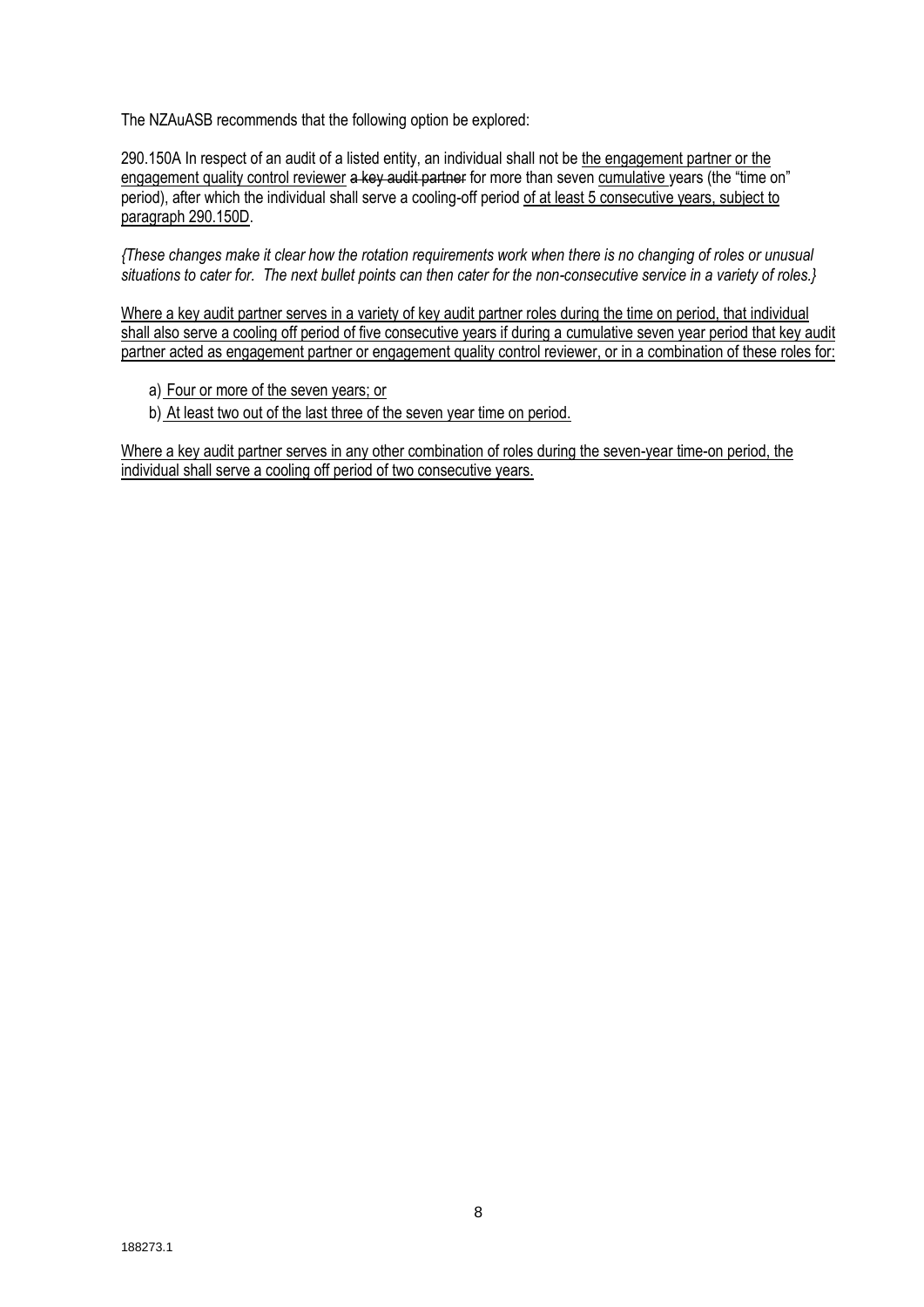The NZAuASB recommends that the following option be explored:

290.150A In respect of an audit of a listed entity, an individual shall not be <u>the engagement partner or the engagement quality control reviewer</u> ~~a key audit partner~~ for more than seven <u>cumulative</u> years (the "time on" period), after which the individual shall serve a cooling-off period <u>of at least 5 consecutive years, subject to paragraph 290.150D</u>.

*{These changes make it clear how the rotation requirements work when there is no changing of roles or unusual situations to cater for. The next bullet points can then cater for the non-consecutive service in a variety of roles.}*

<u>Where a key audit partner serves in a variety of key audit partner roles during the time on period, that individual shall also serve a cooling off period of five consecutive years if during a cumulative seven year period that key audit partner acted as engagement partner or engagement quality control reviewer, or in a combination of these roles for:</u>

a) <u>Four or more of the seven years; or</u>

b) <u>At least two out of the last three of the seven year time on period.</u>

<u>Where a key audit partner serves in any other combination of roles during the seven-year time-on period, the individual shall serve a cooling off period of two consecutive years.</u>

188273.1